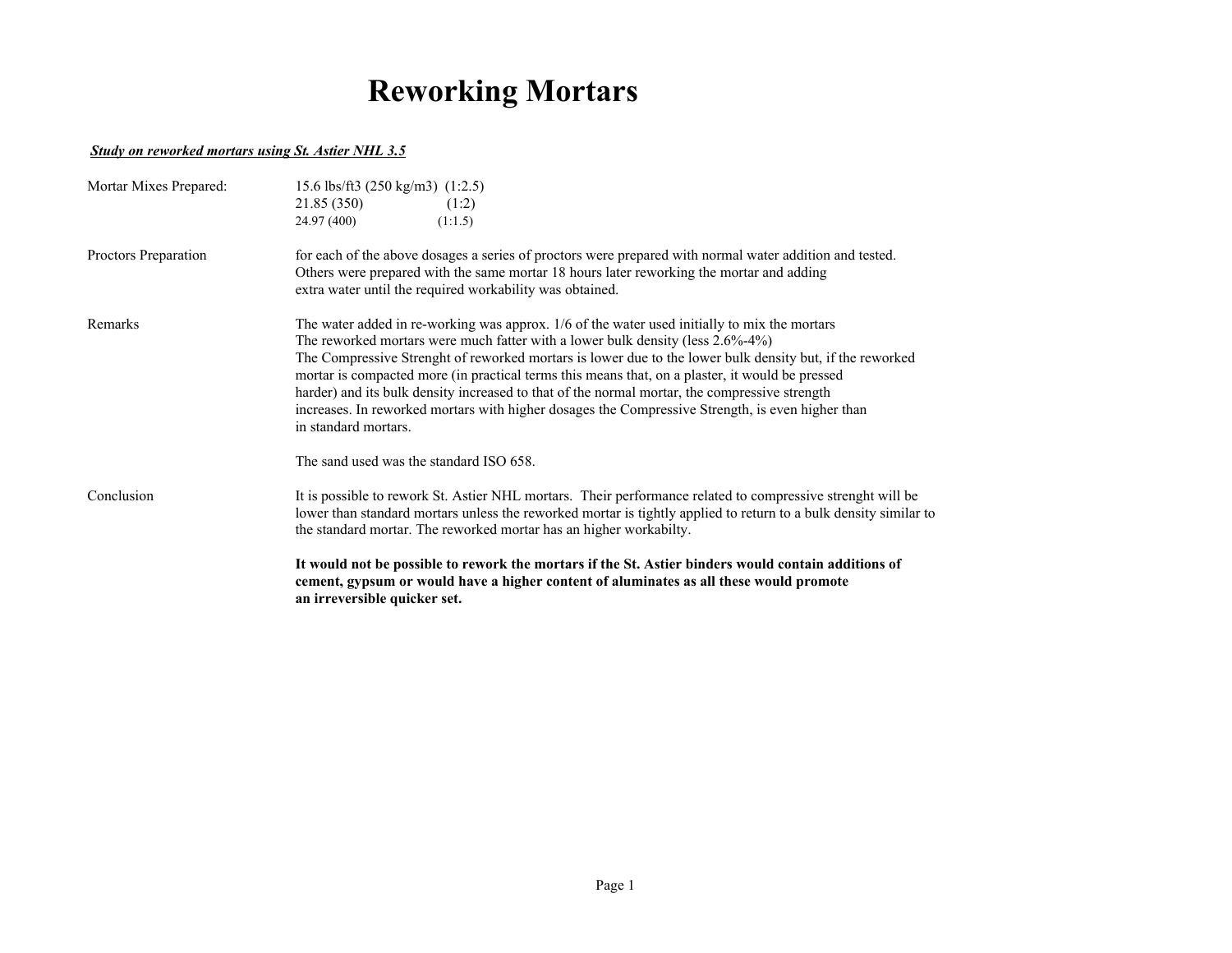# Reworking Mortars

***Study on reworked mortars using St. Astier NHL 3.5***

| | |
|---|---|
| Mortar Mixes Prepared: | 15.6 lbs/ft3 (250 kg/m3) (1:2.5)<br>21.85 (350) (1:2)<br>24.97 (400) (1:1.5) |
| Proctors Preparation | for each of the above dosages a series of proctors were prepared with normal water addition and tested. Others were prepared with the same mortar 18 hours later reworking the mortar and adding extra water until the required workability was obtained. |
| Remarks | The water added in re-working was approx. 1/6 of the water used initially to mix the mortars<br>The reworked mortars were much fatter with a lower bulk density (less 2.6%-4%)<br>The Compressive Strenght of reworked mortars is lower due to the lower bulk density but, if the reworked mortar is compacted more (in practical terms this means that, on a plaster, it would be pressed harder) and its bulk density increased to that of the normal mortar, the compressive strength increases. In reworked mortars with higher dosages the Compressive Strength, is even higher than in standard mortars.<br><br>The sand used was the standard ISO 658. |
| Conclusion | It is possible to rework St. Astier NHL mortars. Their performance related to compressive strenght will be lower than standard mortars unless the reworked mortar is tightly applied to return to a bulk density similar to the standard mortar. The reworked mortar has an higher workabilty.<br><br>**It would not be possible to rework the mortars if the St. Astier binders would contain additions of cement, gypsum or would have a higher content of aluminates as all these would promote an irreversible quicker set.** |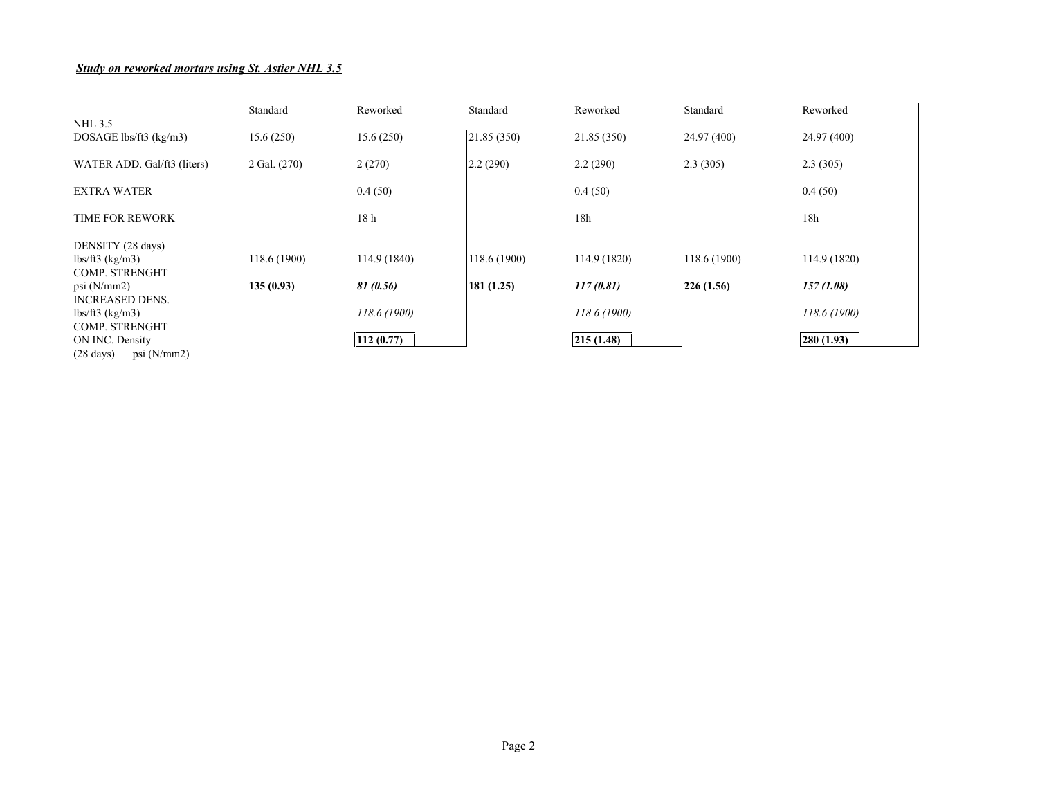***Study on reworked mortars using St. Astier NHL 3.5***

| | Standard | Reworked | Standard | Reworked | Standard | Reworked |
|---|---|---|---|---|---|---|
| NHL 3.5 DOSAGE lbs/ft3 (kg/m3) | 15.6 (250) | 15.6 (250) | 21.85 (350) | 21.85 (350) | 24.97 (400) | 24.97 (400) |
| WATER ADD. Gal/ft3 (liters) | 2 Gal. (270) | 2 (270) | 2.2 (290) | 2.2 (290) | 2.3 (305) | 2.3 (305) |
| EXTRA WATER | | 0.4 (50) | | 0.4 (50) | | 0.4 (50) |
| TIME FOR REWORK | | 18 h | | 18h | | 18h |
| DENSITY (28 days) lbs/ft3 (kg/m3) | 118.6 (1900) | 114.9 (1840) | 118.6 (1900) | 114.9 (1820) | 118.6 (1900) | 114.9 (1820) |
| COMP. STRENGHT psi (N/mm2) | **135 (0.93)** | ***81 (0.56)*** | **181 (1.25)** | ***117 (0.81)*** | **226 (1.56)** | ***157 (1.08)*** |
| INCREASED DENS. lbs/ft3 (kg/m3) | | *118.6 (1900)* | | *118.6 (1900)* | | *118.6 (1900)* |
| COMP. STRENGHT ON INC. Density (28 days) psi (N/mm2) | | **112 (0.77)** | | **215 (1.48)** | | **280 (1.93)** |